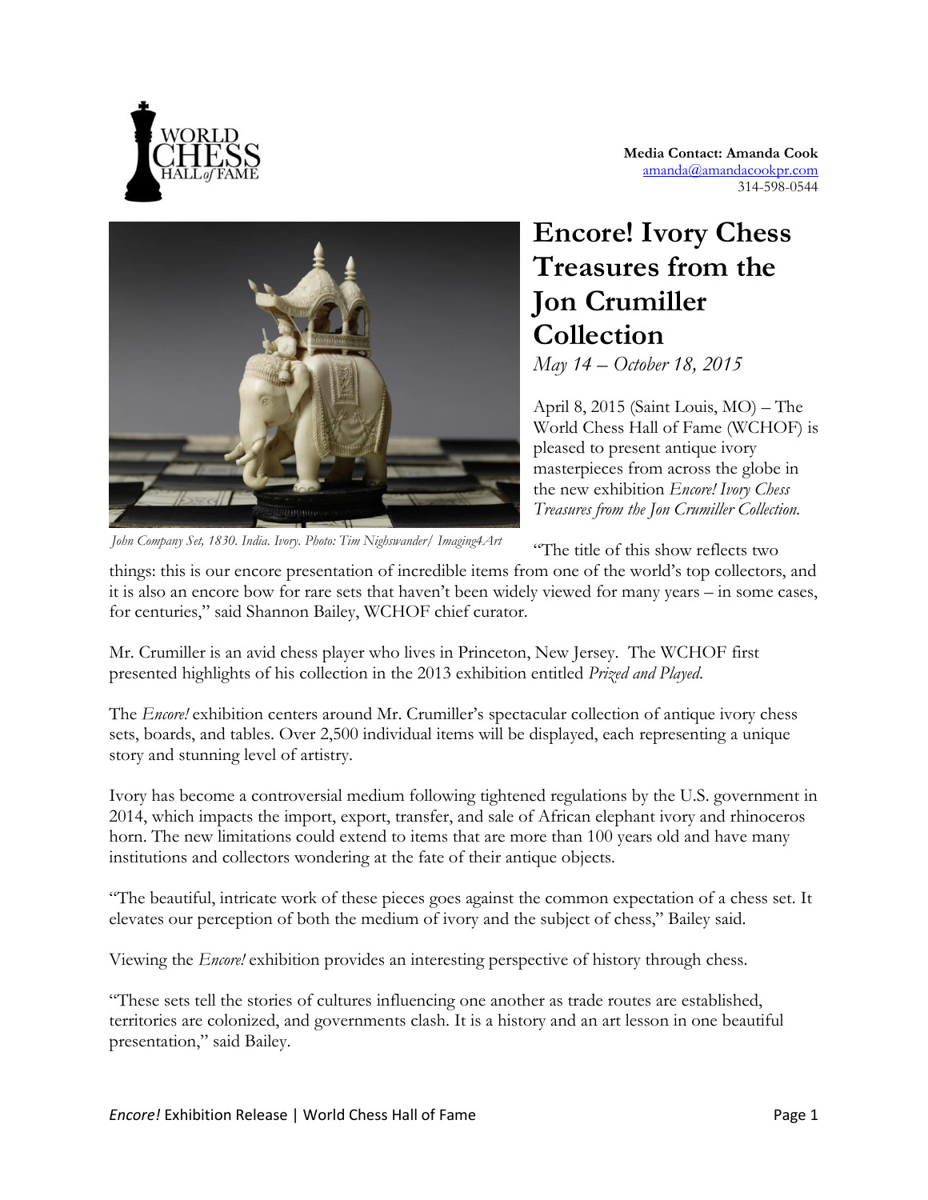**Media Contact: Amanda Cook**
amanda@amandacookpr.com
314-598-0544

# Encore! Ivory Chess Treasures from the Jon Crumiller Collection

*May 14 – October 18, 2015*

*John Company Set, 1830. India. Ivory. Photo: Tim Nighswander/ Imaging4Art*

April 8, 2015 (Saint Louis, MO) – The World Chess Hall of Fame (WCHOF) is pleased to present antique ivory masterpieces from across the globe in the new exhibition *Encore! Ivory Chess Treasures from the Jon Crumiller Collection.*

"The title of this show reflects two things: this is our encore presentation of incredible items from one of the world's top collectors, and it is also an encore bow for rare sets that haven't been widely viewed for many years – in some cases, for centuries," said Shannon Bailey, WCHOF chief curator.

Mr. Crumiller is an avid chess player who lives in Princeton, New Jersey. The WCHOF first presented highlights of his collection in the 2013 exhibition entitled *Prized and Played*.

The *Encore!* exhibition centers around Mr. Crumiller's spectacular collection of antique ivory chess sets, boards, and tables. Over 2,500 individual items will be displayed, each representing a unique story and stunning level of artistry.

Ivory has become a controversial medium following tightened regulations by the U.S. government in 2014, which impacts the import, export, transfer, and sale of African elephant ivory and rhinoceros horn. The new limitations could extend to items that are more than 100 years old and have many institutions and collectors wondering at the fate of their antique objects.

"The beautiful, intricate work of these pieces goes against the common expectation of a chess set. It elevates our perception of both the medium of ivory and the subject of chess," Bailey said.

Viewing the *Encore!* exhibition provides an interesting perspective of history through chess.

"These sets tell the stories of cultures influencing one another as trade routes are established, territories are colonized, and governments clash. It is a history and an art lesson in one beautiful presentation," said Bailey.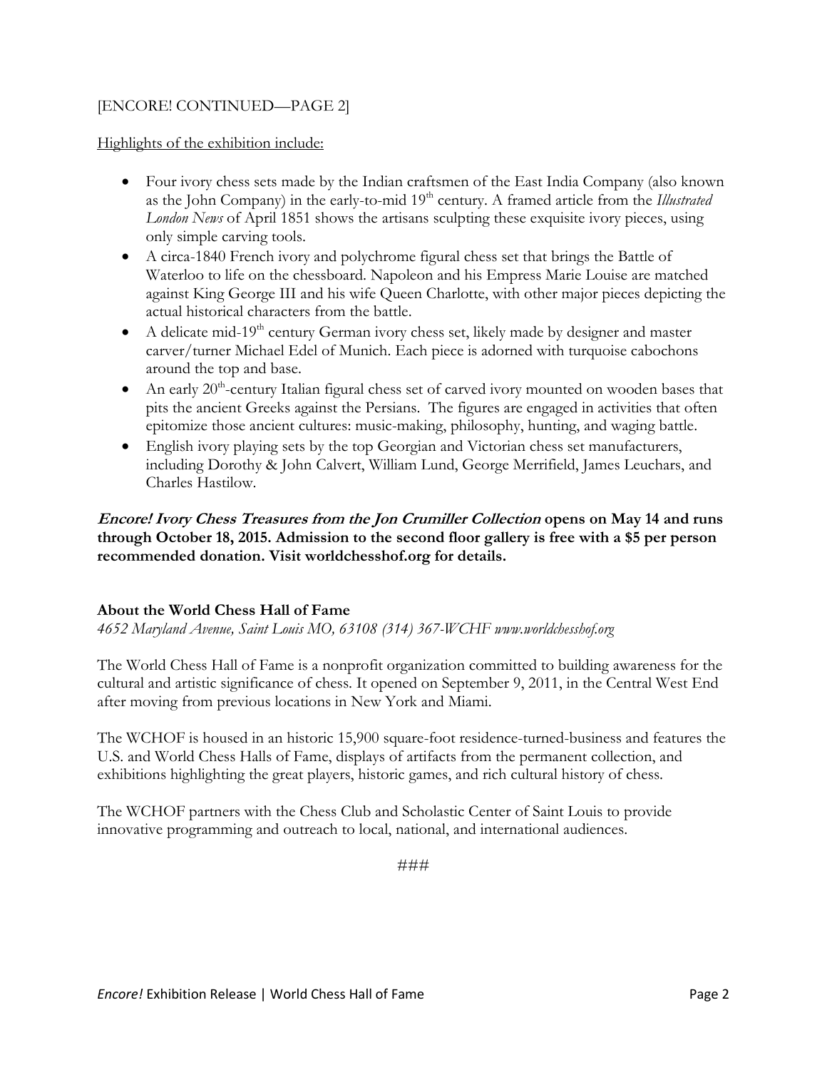[ENCORE! CONTINUED—PAGE 2]

Highlights of the exhibition include:

- Four ivory chess sets made by the Indian craftsmen of the East India Company (also known as the John Company) in the early-to-mid 19th century. A framed article from the *Illustrated London News* of April 1851 shows the artisans sculpting these exquisite ivory pieces, using only simple carving tools.
- A circa-1840 French ivory and polychrome figural chess set that brings the Battle of Waterloo to life on the chessboard. Napoleon and his Empress Marie Louise are matched against King George III and his wife Queen Charlotte, with other major pieces depicting the actual historical characters from the battle.
- A delicate mid-19th century German ivory chess set, likely made by designer and master carver/turner Michael Edel of Munich. Each piece is adorned with turquoise cabochons around the top and base.
- An early 20th-century Italian figural chess set of carved ivory mounted on wooden bases that pits the ancient Greeks against the Persians. The figures are engaged in activities that often epitomize those ancient cultures: music-making, philosophy, hunting, and waging battle.
- English ivory playing sets by the top Georgian and Victorian chess set manufacturers, including Dorothy & John Calvert, William Lund, George Merrifield, James Leuchars, and Charles Hastilow.

***Encore! Ivory Chess Treasures from the Jon Crumiller Collection* opens on May 14 and runs through October 18, 2015. Admission to the second floor gallery is free with a $5 per person recommended donation. Visit worldchesshof.org for details.**

**About the World Chess Hall of Fame**

*4652 Maryland Avenue, Saint Louis MO, 63108 (314) 367-WCHF www.worldchesshof.org*

The World Chess Hall of Fame is a nonprofit organization committed to building awareness for the cultural and artistic significance of chess. It opened on September 9, 2011, in the Central West End after moving from previous locations in New York and Miami.

The WCHOF is housed in an historic 15,900 square-foot residence-turned-business and features the U.S. and World Chess Halls of Fame, displays of artifacts from the permanent collection, and exhibitions highlighting the great players, historic games, and rich cultural history of chess.

The WCHOF partners with the Chess Club and Scholastic Center of Saint Louis to provide innovative programming and outreach to local, national, and international audiences.

###